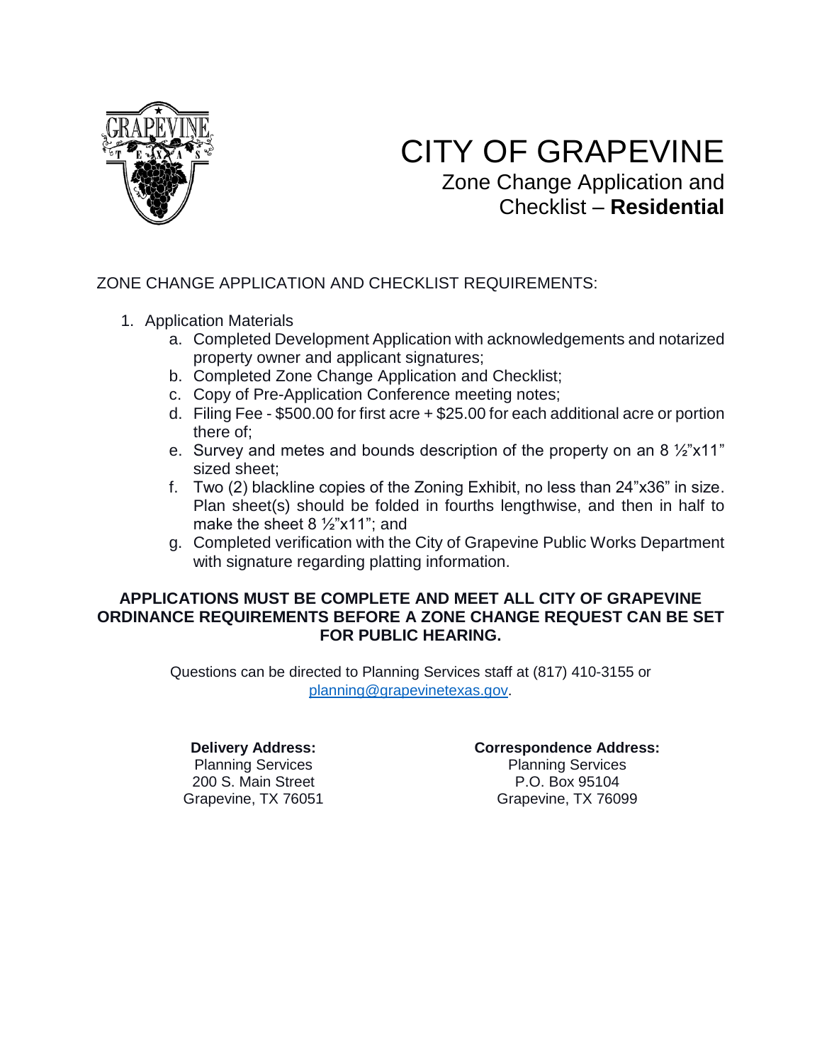# CITY OF GRAPEVINE

## Zone Change Application and Checklist – **Residential**

ZONE CHANGE APPLICATION AND CHECKLIST REQUIREMENTS:

1. Application Materials
   a. Completed Development Application with acknowledgements and notarized property owner and applicant signatures;
   b. Completed Zone Change Application and Checklist;
   c. Copy of Pre-Application Conference meeting notes;
   d. Filing Fee - $500.00 for first acre + $25.00 for each additional acre or portion there of;
   e. Survey and metes and bounds description of the property on an 8 ½"x11" sized sheet;
   f. Two (2) blackline copies of the Zoning Exhibit, no less than 24"x36" in size. Plan sheet(s) should be folded in fourths lengthwise, and then in half to make the sheet 8 ½"x11"; and
   g. Completed verification with the City of Grapevine Public Works Department with signature regarding platting information.

**APPLICATIONS MUST BE COMPLETE AND MEET ALL CITY OF GRAPEVINE ORDINANCE REQUIREMENTS BEFORE A ZONE CHANGE REQUEST CAN BE SET FOR PUBLIC HEARING.**

Questions can be directed to Planning Services staff at (817) 410-3155 or planning@grapevinetexas.gov.

**Delivery Address:**
Planning Services
200 S. Main Street
Grapevine, TX 76051

**Correspondence Address:**
Planning Services
P.O. Box 95104
Grapevine, TX 76099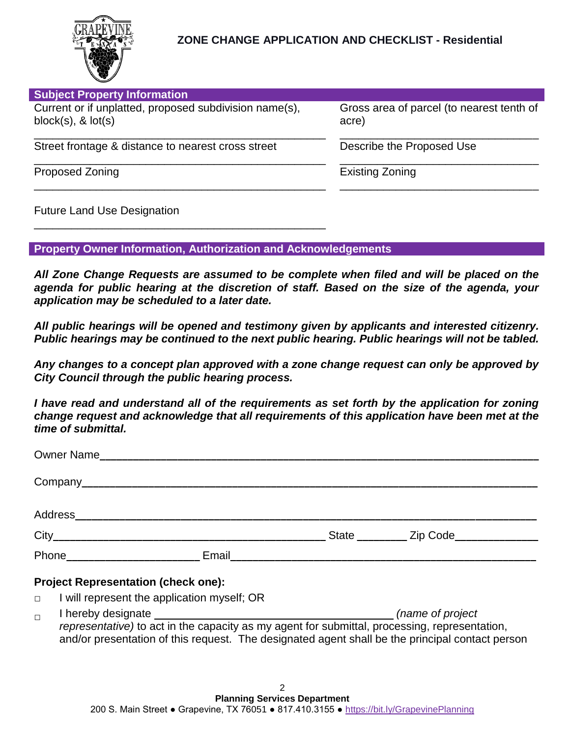# ZONE CHANGE APPLICATION AND CHECKLIST - Residential

## Subject Property Information

Current or if unplatted, proposed subdivision name(s), block(s), & lot(s)

_______________________________________________

Gross area of parcel (to nearest tenth of acre)

_______________________________________________

Street frontage & distance to nearest cross street

_______________________________________________

Describe the Proposed Use

_______________________________________________

Proposed Zoning

_______________________________________________

Existing Zoning

_______________________________________________

Future Land Use Designation

_______________________________________________

## Property Owner Information, Authorization and Acknowledgements

***All Zone Change Requests are assumed to be complete when filed and will be placed on the agenda for public hearing at the discretion of staff. Based on the size of the agenda, your application may be scheduled to a later date.***

***All public hearings will be opened and testimony given by applicants and interested citizenry. Public hearings may be continued to the next public hearing. Public hearings will not be tabled.***

***Any changes to a concept plan approved with a zone change request can only be approved by City Council through the public hearing process.***

***I have read and understand all of the requirements as set forth by the application for zoning change request and acknowledge that all requirements of this application have been met at the time of submittal.***

Owner Name_______________________________________________

Company_______________________________________________

Address_______________________________________________

City_______________________________ State ________ Zip Code______________

Phone______________________ Email_______________________________________

**Project Representation (check one):**

- ☐ I will represent the application myself; OR
- ☐ I hereby designate _______________________________ *(name of project representative)* to act in the capacity as my agent for submittal, processing, representation, and/or presentation of this request. The designated agent shall be the principal contact person

**Planning Services Department**
200 S. Main Street ● Grapevine, TX 76051 ● 817.410.3155 ● https://bit.ly/GrapevinePlanning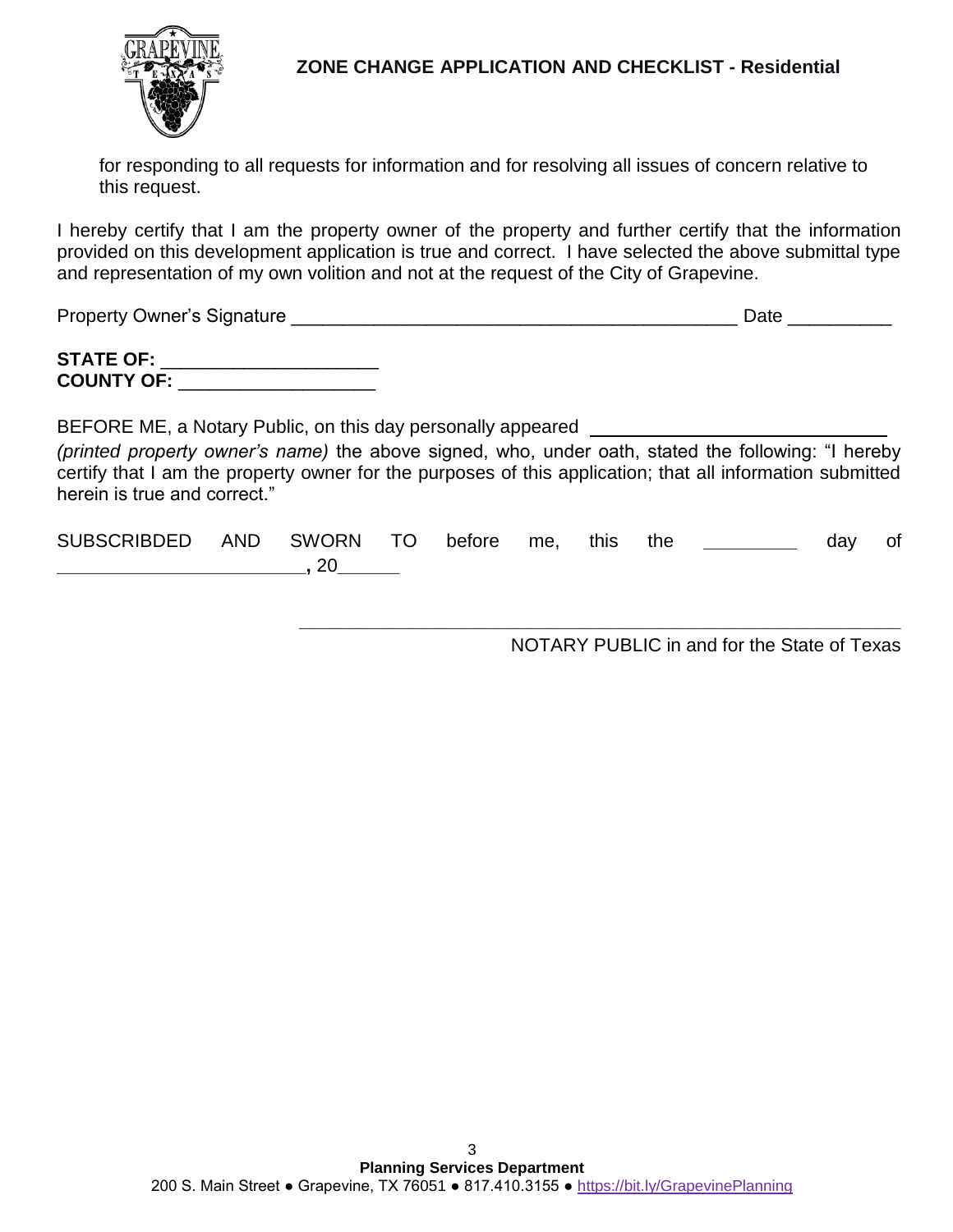for responding to all requests for information and for resolving all issues of concern relative to this request.

I hereby certify that I am the property owner of the property and further certify that the information provided on this development application is true and correct. I have selected the above submittal type and representation of my own volition and not at the request of the City of Grapevine.

Property Owner's Signature _____________________________________________ Date __________

**STATE OF:** _____________________
**COUNTY OF:** ___________________

BEFORE ME, a Notary Public, on this day personally appeared _____________________________ *(printed property owner's name)* the above signed, who, under oath, stated the following: "I hereby certify that I am the property owner for the purposes of this application; that all information submitted herein is true and correct."

SUBSCRIBDED AND SWORN TO before me, this the _________ day of ________________________, 20______

_____________________________________________
NOTARY PUBLIC in and for the State of Texas

**Planning Services Department**
200 S. Main Street ● Grapevine, TX 76051 ● 817.410.3155 ● https://bit.ly/GrapevinePlanning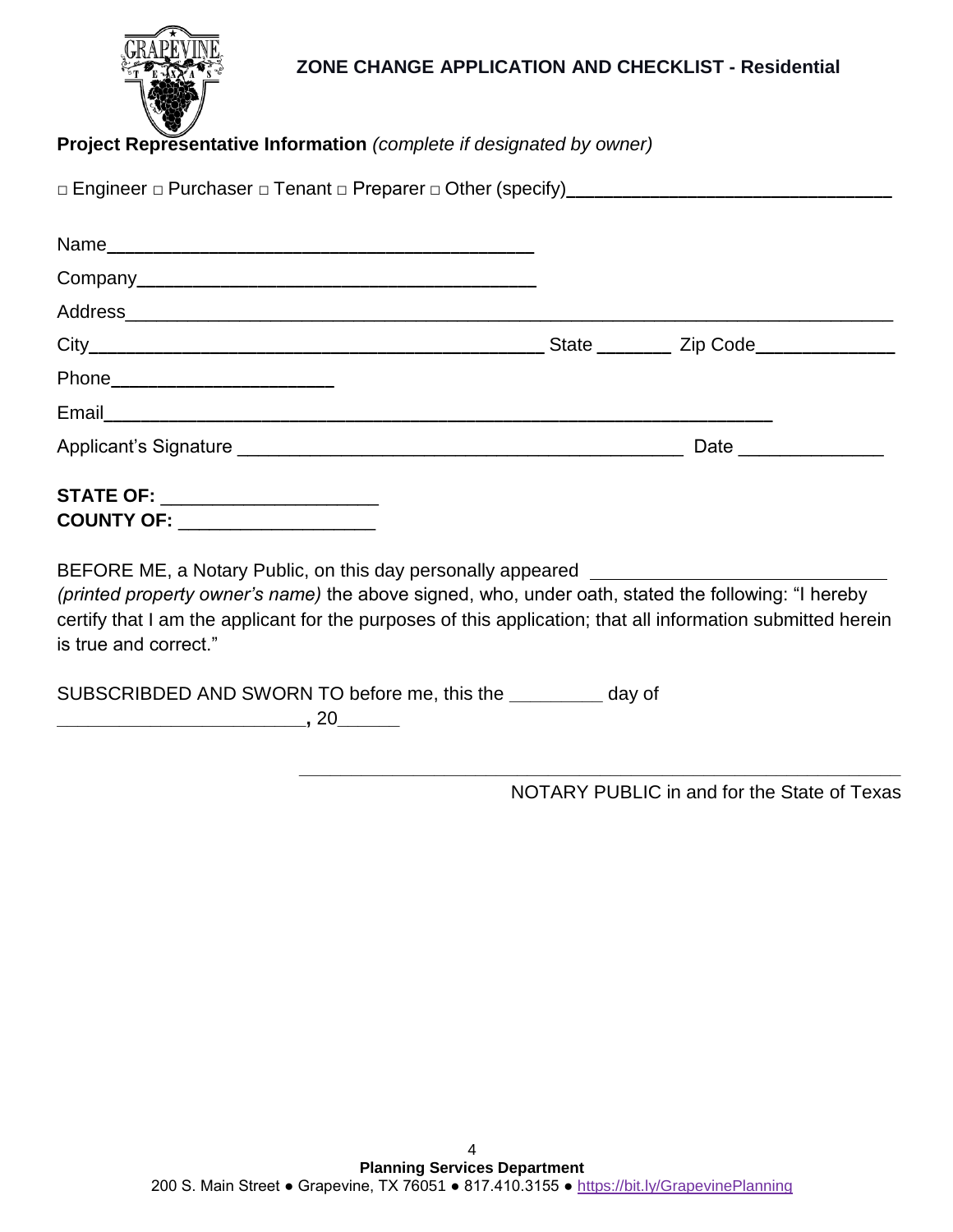# ZONE CHANGE APPLICATION AND CHECKLIST - Residential

**Project Representative Information** *(complete if designated by owner)*

□ Engineer □ Purchaser □ Tenant □ Preparer □ Other (specify)________________________________

Name__________________________________________

Company_______________________________________

Address_______________________________________________________________________________

City_____________________________________________ State _______ Zip Code_____________

Phone______________________

Email__________________________________________________________________

Applicant's Signature ___________________________________________ Date _____________

**STATE OF:** _____________________

**COUNTY OF:** ___________________

BEFORE ME, a Notary Public, on this day personally appeared ____________________________ *(printed property owner's name)* the above signed, who, under oath, stated the following: "I hereby certify that I am the applicant for the purposes of this application; that all information submitted herein is true and correct."

SUBSCRIBDED AND SWORN TO before me, this the _________ day of ________________________, 20______

______________________________________________________

NOTARY PUBLIC in and for the State of Texas

**Planning Services Department**

200 S. Main Street ● Grapevine, TX 76051 ● 817.410.3155 ● https://bit.ly/GrapevinePlanning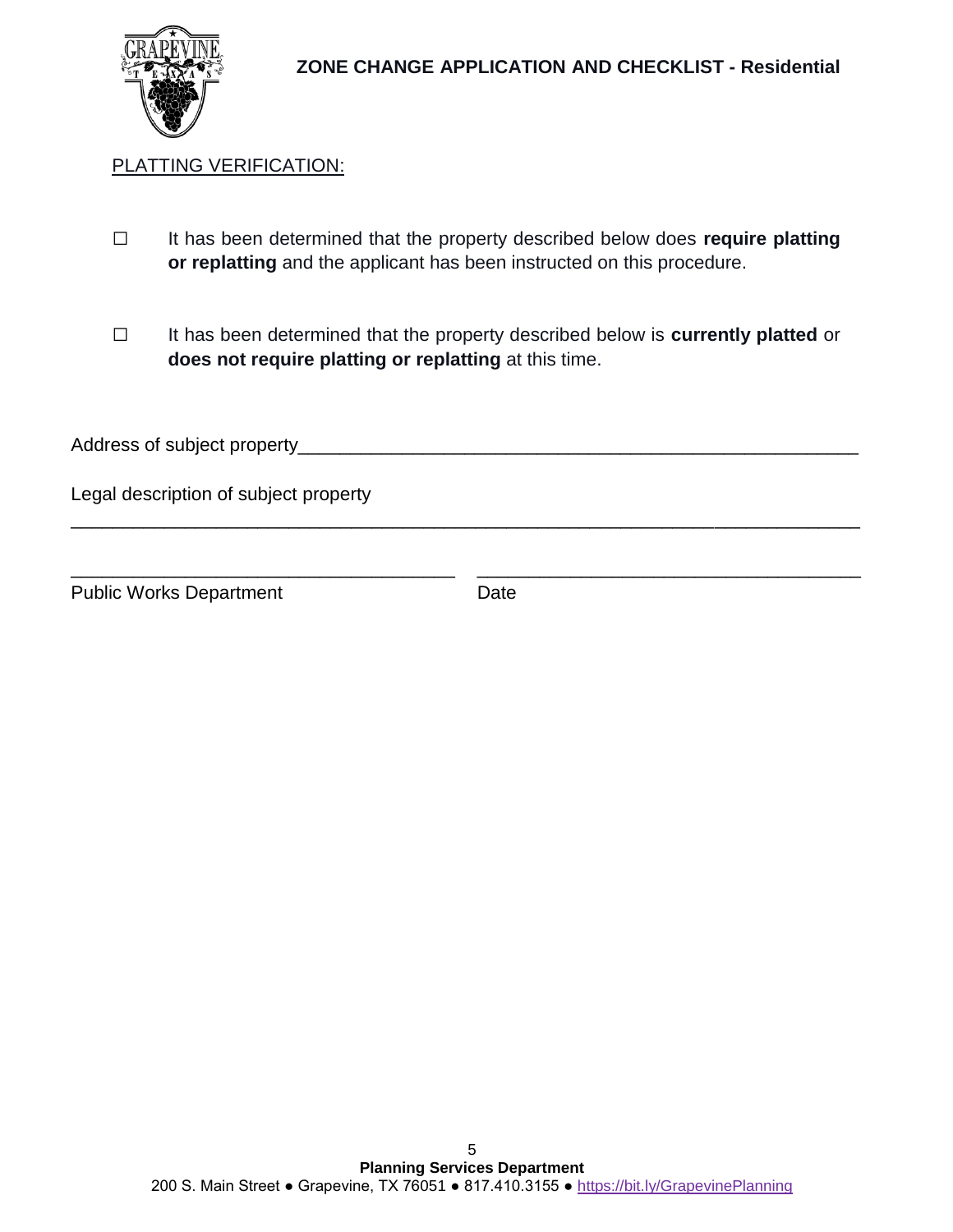ZONE CHANGE APPLICATION AND CHECKLIST - Residential

PLATTING VERIFICATION:

☐ It has been determined that the property described below does **require platting or replatting** and the applicant has been instructed on this procedure.

☐ It has been determined that the property described below is **currently platted** or **does not require platting or replatting** at this time.

Address of subject property________________________________________________________

Legal description of subject property

________________________________________________________________________________

____________________________________ ____________________________________

Public Works Department Date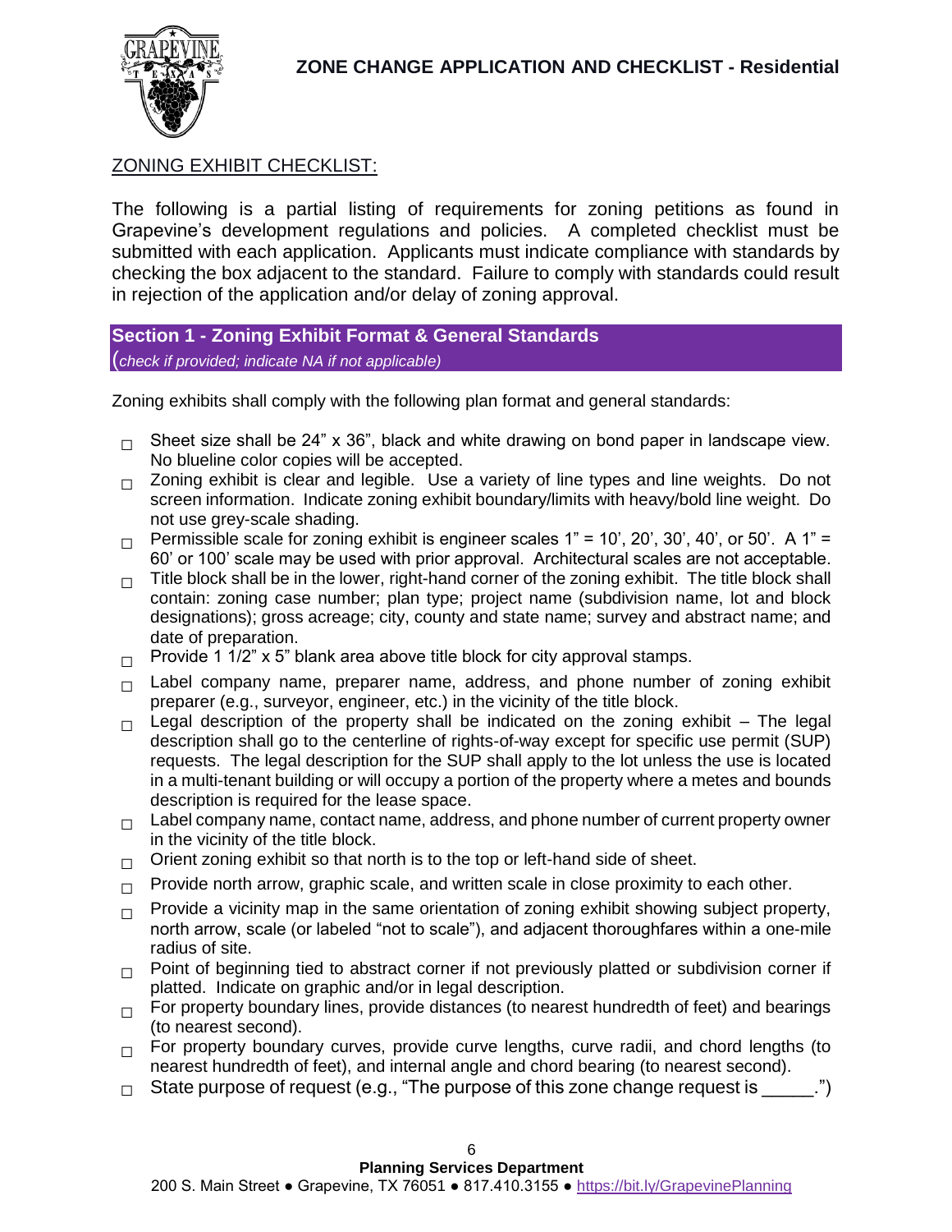# ZONE CHANGE APPLICATION AND CHECKLIST - Residential

## ZONING EXHIBIT CHECKLIST:

The following is a partial listing of requirements for zoning petitions as found in Grapevine's development regulations and policies. A completed checklist must be submitted with each application. Applicants must indicate compliance with standards by checking the box adjacent to the standard. Failure to comply with standards could result in rejection of the application and/or delay of zoning approval.

### Section 1 - Zoning Exhibit Format & General Standards

*(check if provided; indicate NA if not applicable)*

Zoning exhibits shall comply with the following plan format and general standards:

- ☐ Sheet size shall be 24" x 36", black and white drawing on bond paper in landscape view. No blueline color copies will be accepted.
- ☐ Zoning exhibit is clear and legible. Use a variety of line types and line weights. Do not screen information. Indicate zoning exhibit boundary/limits with heavy/bold line weight. Do not use grey-scale shading.
- ☐ Permissible scale for zoning exhibit is engineer scales 1" = 10', 20', 30', 40', or 50'. A 1" = 60' or 100' scale may be used with prior approval. Architectural scales are not acceptable.
- ☐ Title block shall be in the lower, right-hand corner of the zoning exhibit. The title block shall contain: zoning case number; plan type; project name (subdivision name, lot and block designations); gross acreage; city, county and state name; survey and abstract name; and date of preparation.
- ☐ Provide 1 1/2" x 5" blank area above title block for city approval stamps.
- ☐ Label company name, preparer name, address, and phone number of zoning exhibit preparer (e.g., surveyor, engineer, etc.) in the vicinity of the title block.
- ☐ Legal description of the property shall be indicated on the zoning exhibit – The legal description shall go to the centerline of rights-of-way except for specific use permit (SUP) requests. The legal description for the SUP shall apply to the lot unless the use is located in a multi-tenant building or will occupy a portion of the property where a metes and bounds description is required for the lease space.
- ☐ Label company name, contact name, address, and phone number of current property owner in the vicinity of the title block.
- ☐ Orient zoning exhibit so that north is to the top or left-hand side of sheet.
- ☐ Provide north arrow, graphic scale, and written scale in close proximity to each other.
- ☐ Provide a vicinity map in the same orientation of zoning exhibit showing subject property, north arrow, scale (or labeled "not to scale"), and adjacent thoroughfares within a one-mile radius of site.
- ☐ Point of beginning tied to abstract corner if not previously platted or subdivision corner if platted. Indicate on graphic and/or in legal description.
- ☐ For property boundary lines, provide distances (to nearest hundredth of feet) and bearings (to nearest second).
- ☐ For property boundary curves, provide curve lengths, curve radii, and chord lengths (to nearest hundredth of feet), and internal angle and chord bearing (to nearest second).
- ☐ State purpose of request (e.g., "The purpose of this zone change request is _____.")

**Planning Services Department**
200 S. Main Street ● Grapevine, TX 76051 ● 817.410.3155 ● https://bit.ly/GrapevinePlanning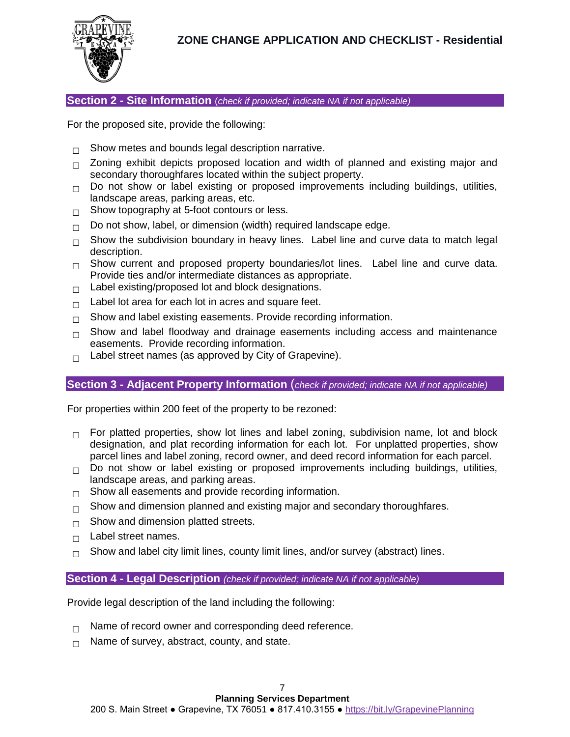# ZONE CHANGE APPLICATION AND CHECKLIST - Residential

## Section 2 - Site Information (*check if provided; indicate NA if not applicable)*

For the proposed site, provide the following:

- ☐ Show metes and bounds legal description narrative.
- ☐ Zoning exhibit depicts proposed location and width of planned and existing major and secondary thoroughfares located within the subject property.
- ☐ Do not show or label existing or proposed improvements including buildings, utilities, landscape areas, parking areas, etc.
- ☐ Show topography at 5-foot contours or less.
- ☐ Do not show, label, or dimension (width) required landscape edge.
- ☐ Show the subdivision boundary in heavy lines. Label line and curve data to match legal description.
- ☐ Show current and proposed property boundaries/lot lines. Label line and curve data. Provide ties and/or intermediate distances as appropriate.
- ☐ Label existing/proposed lot and block designations.
- ☐ Label lot area for each lot in acres and square feet.
- ☐ Show and label existing easements. Provide recording information.
- ☐ Show and label floodway and drainage easements including access and maintenance easements. Provide recording information.
- ☐ Label street names (as approved by City of Grapevine).

## Section 3 - Adjacent Property Information (*check if provided; indicate NA if not applicable)*

For properties within 200 feet of the property to be rezoned:

- ☐ For platted properties, show lot lines and label zoning, subdivision name, lot and block designation, and plat recording information for each lot. For unplatted properties, show parcel lines and label zoning, record owner, and deed record information for each parcel.
- ☐ Do not show or label existing or proposed improvements including buildings, utilities, landscape areas, and parking areas.
- ☐ Show all easements and provide recording information.
- ☐ Show and dimension planned and existing major and secondary thoroughfares.
- ☐ Show and dimension platted streets.
- ☐ Label street names.
- ☐ Show and label city limit lines, county limit lines, and/or survey (abstract) lines.

## Section 4 - Legal Description *(check if provided; indicate NA if not applicable)*

Provide legal description of the land including the following:

- ☐ Name of record owner and corresponding deed reference.
- ☐ Name of survey, abstract, county, and state.

**Planning Services Department**
200 S. Main Street ● Grapevine, TX 76051 ● 817.410.3155 ● https://bit.ly/GrapevinePlanning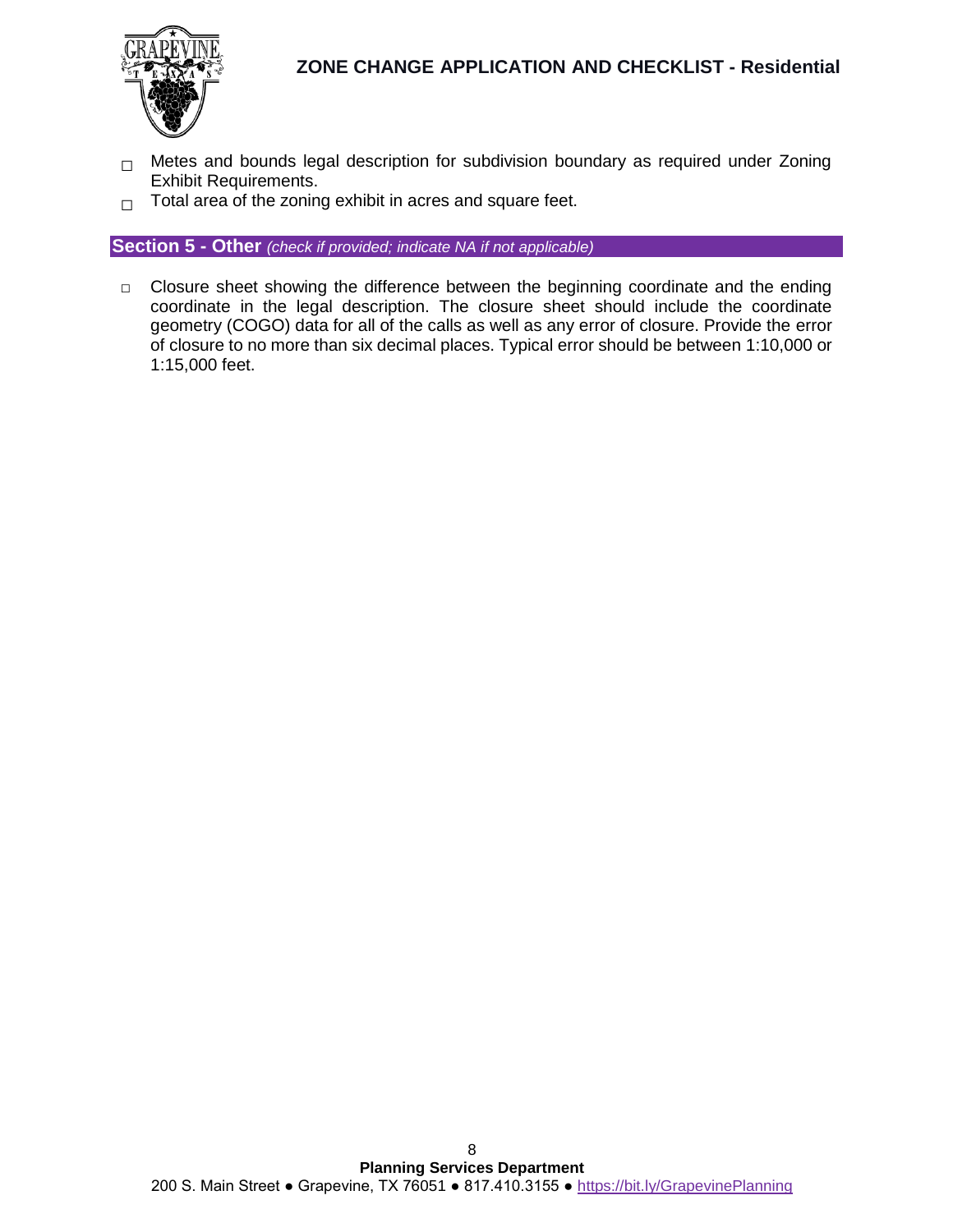- ☐ Metes and bounds legal description for subdivision boundary as required under Zoning Exhibit Requirements.
- ☐ Total area of the zoning exhibit in acres and square feet.

## Section 5 - Other *(check if provided; indicate NA if not applicable)*

- ☐ Closure sheet showing the difference between the beginning coordinate and the ending coordinate in the legal description. The closure sheet should include the coordinate geometry (COGO) data for all of the calls as well as any error of closure. Provide the error of closure to no more than six decimal places. Typical error should be between 1:10,000 or 1:15,000 feet.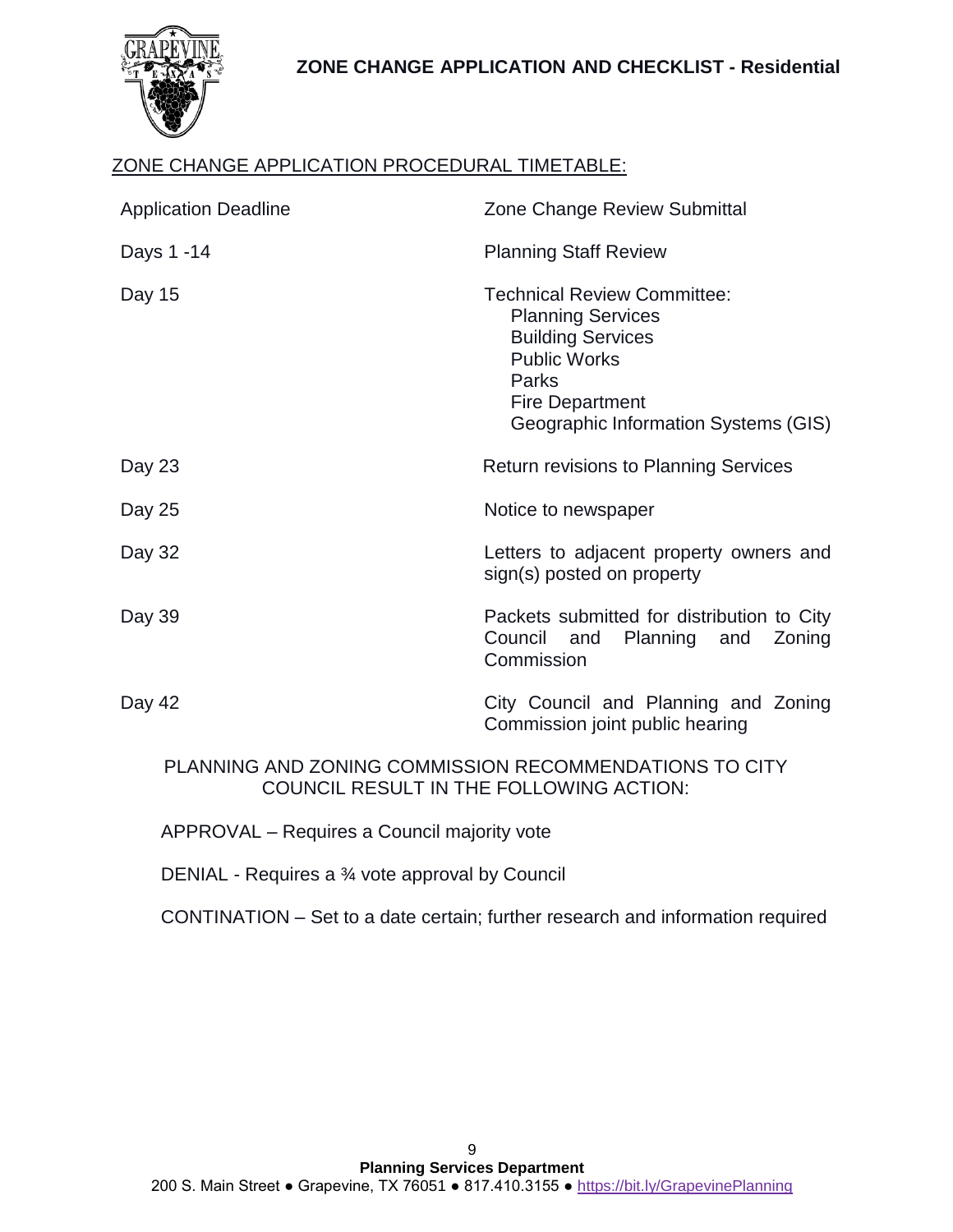## ZONE CHANGE APPLICATION AND CHECKLIST - Residential

ZONE CHANGE APPLICATION PROCEDURAL TIMETABLE:

| | |
|---|---|
| Application Deadline | Zone Change Review Submittal |
| Days 1 -14 | Planning Staff Review |
| Day 15 | Technical Review Committee:<br>Planning Services<br>Building Services<br>Public Works<br>Parks<br>Fire Department<br>Geographic Information Systems (GIS) |
| Day 23 | Return revisions to Planning Services |
| Day 25 | Notice to newspaper |
| Day 32 | Letters to adjacent property owners and sign(s) posted on property |
| Day 39 | Packets submitted for distribution to City Council and Planning and Zoning Commission |
| Day 42 | City Council and Planning and Zoning Commission joint public hearing |

PLANNING AND ZONING COMMISSION RECOMMENDATIONS TO CITY COUNCIL RESULT IN THE FOLLOWING ACTION:

APPROVAL – Requires a Council majority vote

DENIAL - Requires a ¾ vote approval by Council

CONTINATION – Set to a date certain; further research and information required

**Planning Services Department**
200 S. Main Street ● Grapevine, TX 76051 ● 817.410.3155 ● https://bit.ly/GrapevinePlanning